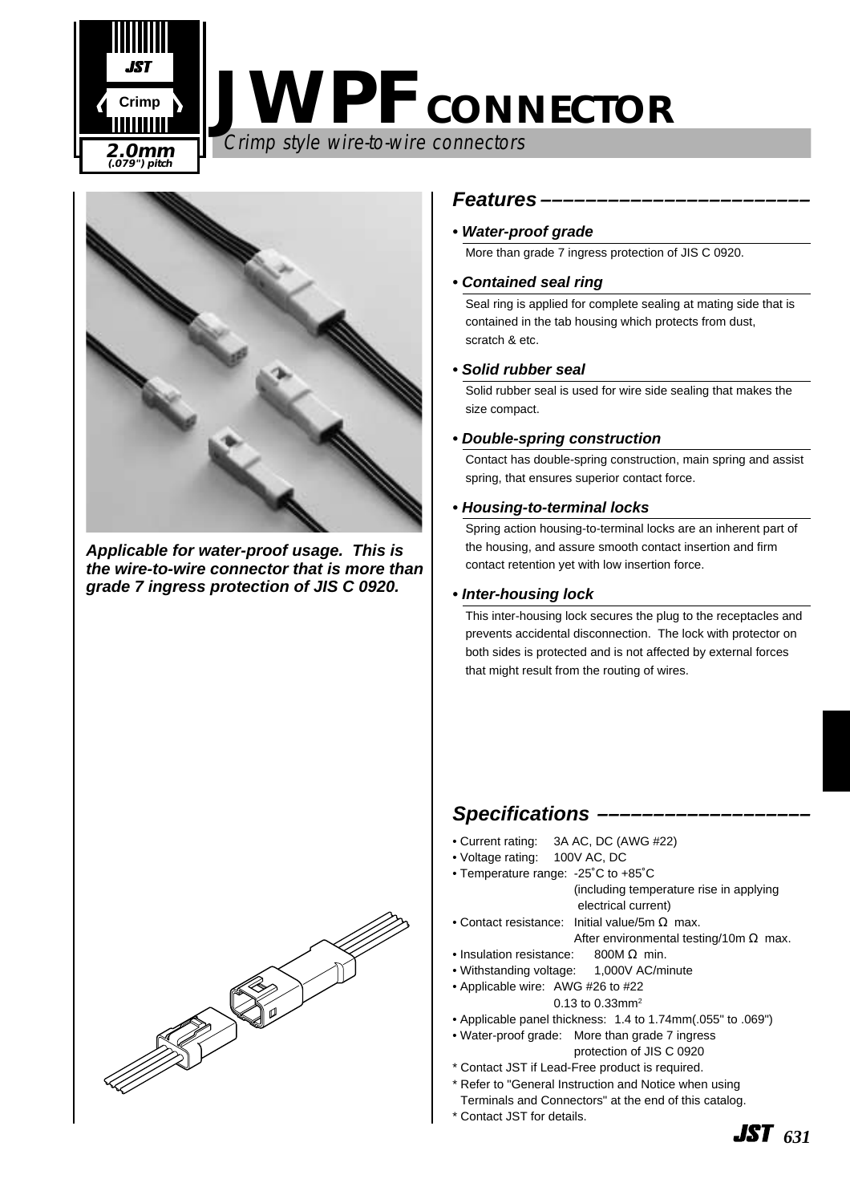# JWPF CONNECTOR

*Crimp style wire-to-wire connectors*

JST Crimp 2.0mm (.079") pitch

***Applicable for water-proof usage. This is the wire-to-wire connector that is more than grade 7 ingress protection of JIS C 0920.***

## Features

### • Water-proof grade

More than grade 7 ingress protection of JIS C 0920.

### • Contained seal ring

Seal ring is applied for complete sealing at mating side that is contained in the tab housing which protects from dust, scratch & etc.

### • Solid rubber seal

Solid rubber seal is used for wire side sealing that makes the size compact.

### • Double-spring construction

Contact has double-spring construction, main spring and assist spring, that ensures superior contact force.

### • Housing-to-terminal locks

Spring action housing-to-terminal locks are an inherent part of the housing, and assure smooth contact insertion and firm contact retention yet with low insertion force.

### • Inter-housing lock

This inter-housing lock secures the plug to the receptacles and prevents accidental disconnection. The lock with protector on both sides is protected and is not affected by external forces that might result from the routing of wires.

## Specifications

- Current rating: 3A AC, DC (AWG #22)
- Voltage rating: 100V AC, DC
- Temperature range: -25˚C to +85˚C (including temperature rise in applying electrical current)
- Contact resistance: Initial value/5m Ω max. After environmental testing/10m Ω max.
- Insulation resistance: 800M Ω min.
- Withstanding voltage: 1,000V AC/minute
- Applicable wire: AWG #26 to #22, 0.13 to 0.33mm$^2$
- Applicable panel thickness: 1.4 to 1.74mm(.055" to .069")
- Water-proof grade: More than grade 7 ingress protection of JIS C 0920

\* Contact JST if Lead-Free product is required.
\* Refer to "General Instruction and Notice when using Terminals and Connectors" at the end of this catalog.
\* Contact JST for details.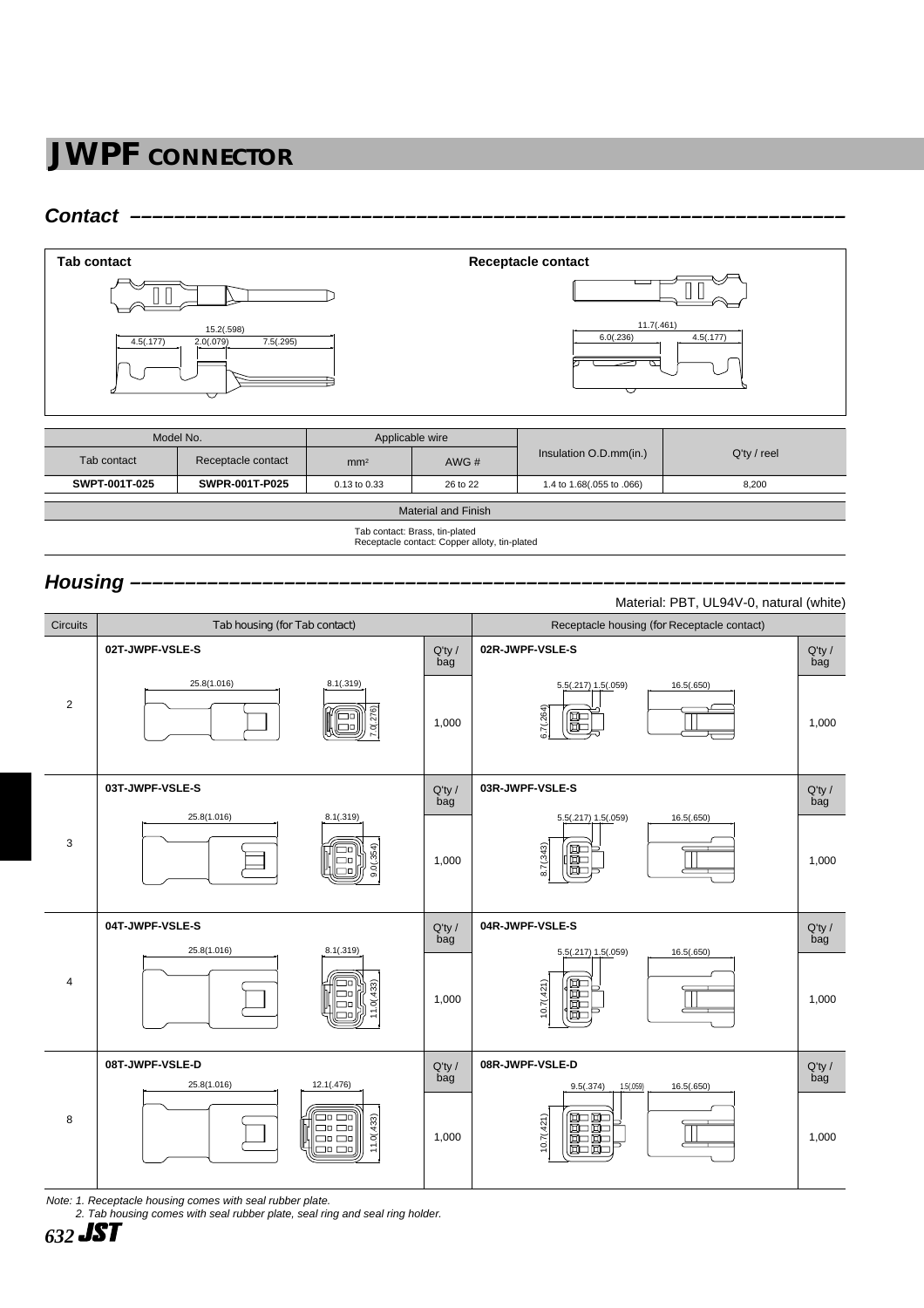# JWPF CONNECTOR

## Contact

**Tab contact**

15.2(.598)
4.5(.177) 2.0(.079) 7.5(.295)

**Receptacle contact**

11.7(.461)
6.0(.236) 4.5(.177)

| Model No. | | Applicable wire | | Insulation O.D.mm(in.) | Q'ty / reel |
|---|---|---|---|---|---|
| Tab contact | Receptacle contact | mm² | AWG # | | |
| **SWPT-001T-025** | **SWPR-001T-P025** | 0.13 to 0.33 | 26 to 22 | 1.4 to 1.68(.055 to .066) | 8,200 |

| Material and Finish |
|---|
| Tab contact: Brass, tin-plated<br>Receptacle contact: Copper alloty, tin-plated |

## Housing

Material: PBT, UL94V-0, natural (white)

| Circuits | Tab housing (for Tab contact) | Q'ty / bag | Receptacle housing (for Receptacle contact) | Q'ty / bag |
|---|---|---|---|---|
| 2 | **02T-JWPF-VSLE-S**<br>25.8(1.016) 8.1(.319) 7.0(.276) | 1,000 | **02R-JWPF-VSLE-S**<br>5.5(.217) 1.5(.059) 16.5(.650) 6.7(.264) | 1,000 |
| 3 | **03T-JWPF-VSLE-S**<br>25.8(1.016) 8.1(.319) 9.0(.354) | 1,000 | **03R-JWPF-VSLE-S**<br>5.5(.217) 1.5(.059) 16.5(.650) 8.7(.343) | 1,000 |
| 4 | **04T-JWPF-VSLE-S**<br>25.8(1.016) 8.1(.319) 11.0(.433) | 1,000 | **04R-JWPF-VSLE-S**<br>5.5(.217) 1.5(.059) 16.5(.650) 10.7(.421) | 1,000 |
| 8 | **08T-JWPF-VSLE-D**<br>25.8(1.016) 12.1(.476) 11.0(.433) | 1,000 | **08R-JWPF-VSLE-D**<br>9.5(.374) 1.5(.059) 16.5(.650) 10.7(.421) | 1,000 |

*Note: 1. Receptacle housing comes with seal rubber plate.*
*2. Tab housing comes with seal rubber plate, seal ring and seal ring holder.*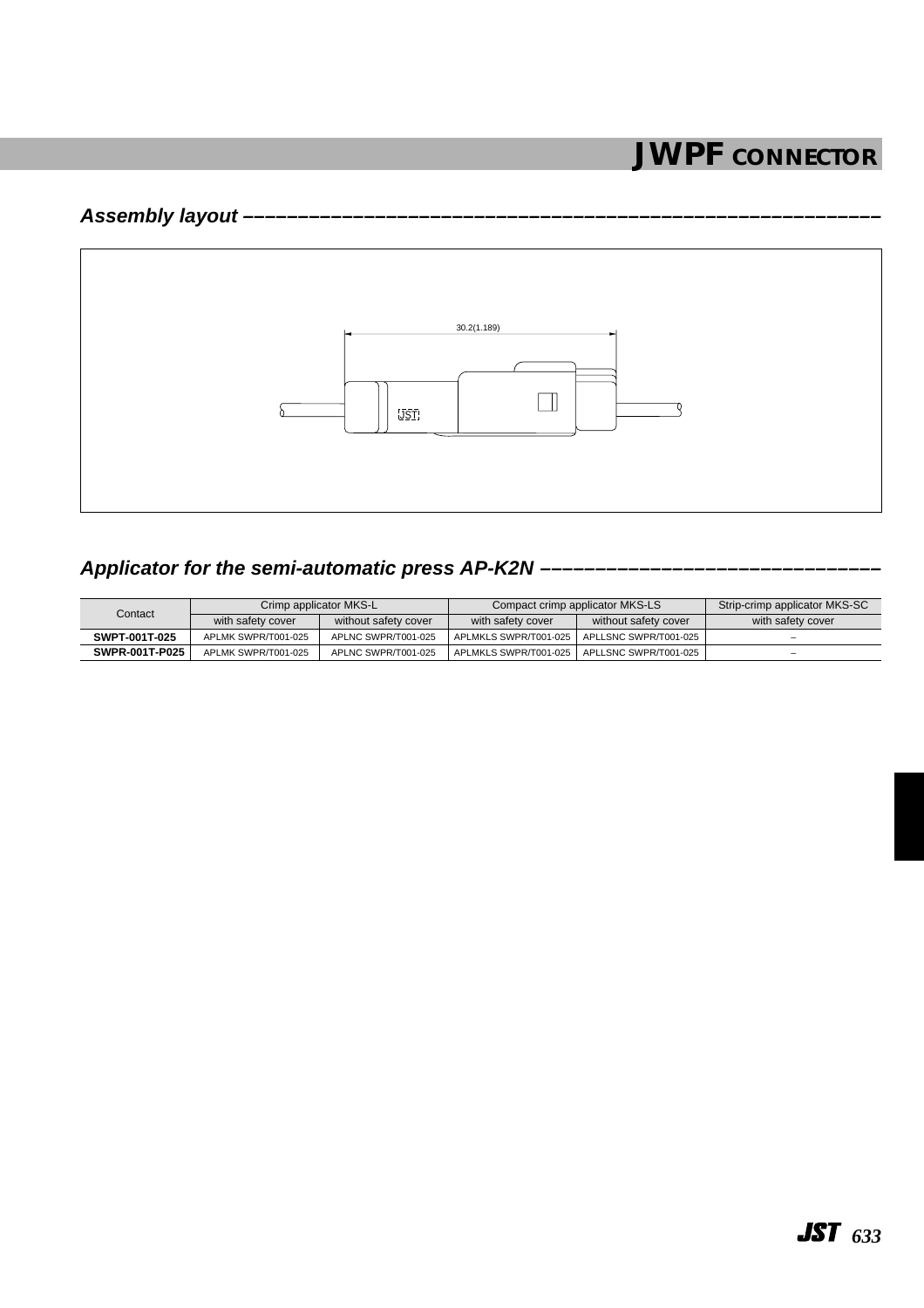# JWPF CONNECTOR

## *Assembly layout*

30.2(1.189)

JST

## *Applicator for the semi-automatic press AP-K2N*

| Contact | Crimp applicator MKS-L | | Compact crimp applicator MKS-LS | | Strip-crimp applicator MKS-SC |
|---|---|---|---|---|---|
| | with safety cover | without safety cover | with safety cover | without safety cover | with safety cover |
| **SWPT-001T-025** | APLMK SWPR/T001-025 | APLNC SWPR/T001-025 | APLMKLS SWPR/T001-025 | APLLSNC SWPR/T001-025 | – |
| **SWPR-001T-P025** | APLMK SWPR/T001-025 | APLNC SWPR/T001-025 | APLMKLS SWPR/T001-025 | APLLSNC SWPR/T001-025 | – |